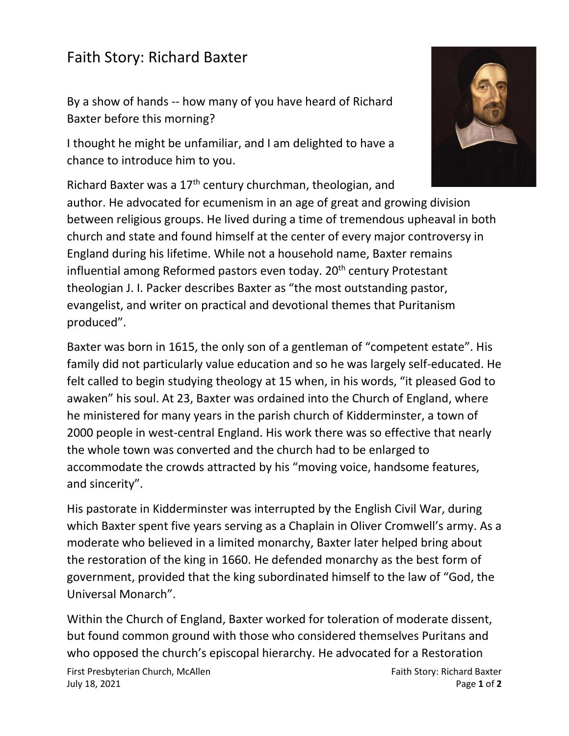# Faith Story: Richard Baxter

By a show of hands -- how many of you have heard of Richard Baxter before this morning?

I thought he might be unfamiliar, and I am delighted to have a chance to introduce him to you.

Richard Baxter was a 17th century churchman, theologian, and author. He advocated for ecumenism in an age of great and growing division between religious groups. He lived during a time of tremendous upheaval in both church and state and found himself at the center of every major controversy in England during his lifetime. While not a household name, Baxter remains influential among Reformed pastors even today. 20th century Protestant theologian J. I. Packer describes Baxter as "the most outstanding pastor, evangelist, and writer on practical and devotional themes that Puritanism produced".

Baxter was born in 1615, the only son of a gentleman of "competent estate". His family did not particularly value education and so he was largely self-educated. He felt called to begin studying theology at 15 when, in his words, "it pleased God to awaken" his soul. At 23, Baxter was ordained into the Church of England, where he ministered for many years in the parish church of Kidderminster, a town of 2000 people in west-central England. His work there was so effective that nearly the whole town was converted and the church had to be enlarged to accommodate the crowds attracted by his "moving voice, handsome features, and sincerity".

His pastorate in Kidderminster was interrupted by the English Civil War, during which Baxter spent five years serving as a Chaplain in Oliver Cromwell's army. As a moderate who believed in a limited monarchy, Baxter later helped bring about the restoration of the king in 1660. He defended monarchy as the best form of government, provided that the king subordinated himself to the law of "God, the Universal Monarch".

Within the Church of England, Baxter worked for toleration of moderate dissent, but found common ground with those who considered themselves Puritans and who opposed the church's episcopal hierarchy. He advocated for a Restoration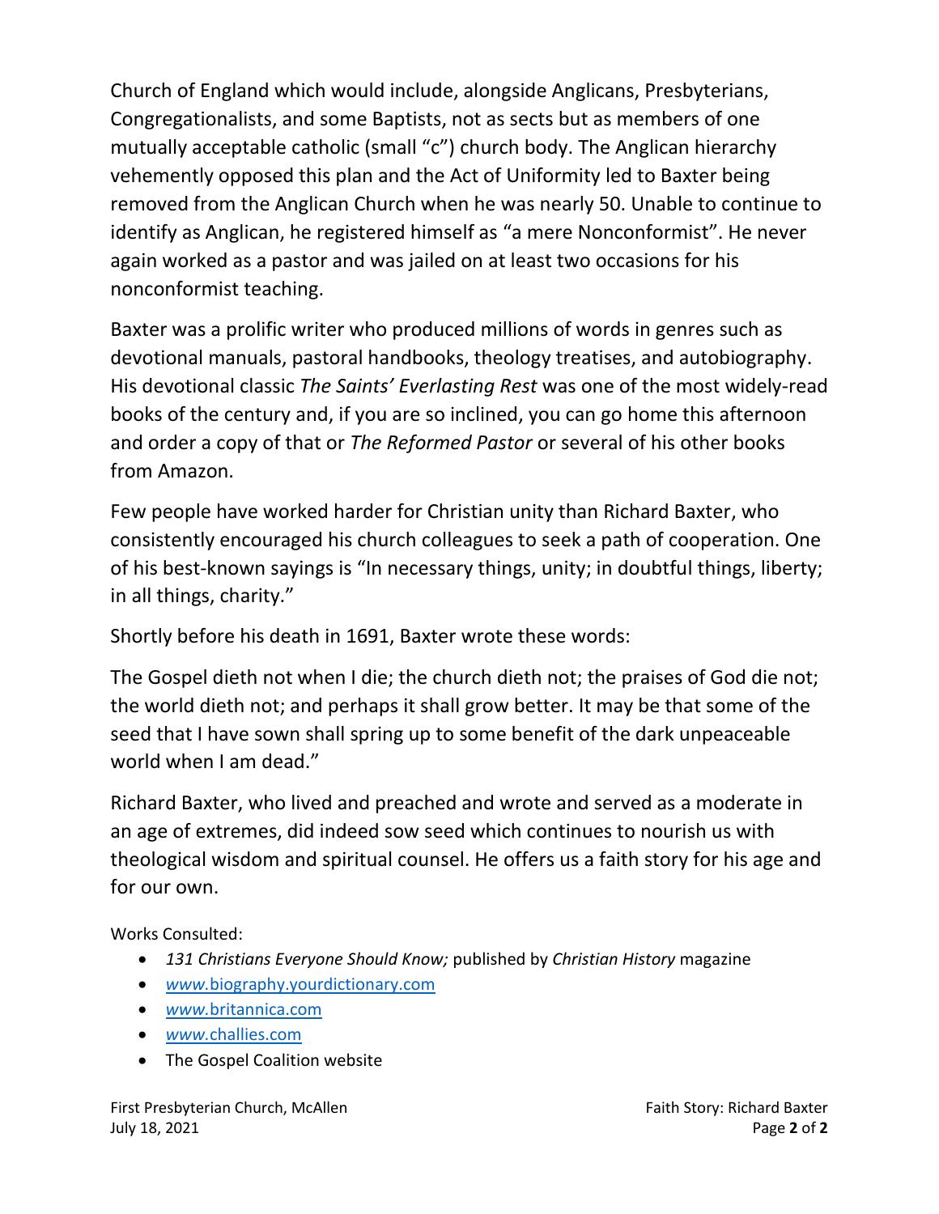Church of England which would include, alongside Anglicans, Presbyterians, Congregationalists, and some Baptists, not as sects but as members of one mutually acceptable catholic (small "c") church body. The Anglican hierarchy vehemently opposed this plan and the Act of Uniformity led to Baxter being removed from the Anglican Church when he was nearly 50. Unable to continue to identify as Anglican, he registered himself as "a mere Nonconformist". He never again worked as a pastor and was jailed on at least two occasions for his nonconformist teaching.

Baxter was a prolific writer who produced millions of words in genres such as devotional manuals, pastoral handbooks, theology treatises, and autobiography. His devotional classic *The Saints' Everlasting Rest* was one of the most widely-read books of the century and, if you are so inclined, you can go home this afternoon and order a copy of that or *The Reformed Pastor* or several of his other books from Amazon.

Few people have worked harder for Christian unity than Richard Baxter, who consistently encouraged his church colleagues to seek a path of cooperation. One of his best-known sayings is "In necessary things, unity; in doubtful things, liberty; in all things, charity."

Shortly before his death in 1691, Baxter wrote these words:

The Gospel dieth not when I die; the church dieth not; the praises of God die not; the world dieth not; and perhaps it shall grow better. It may be that some of the seed that I have sown shall spring up to some benefit of the dark unpeaceable world when I am dead."

Richard Baxter, who lived and preached and wrote and served as a moderate in an age of extremes, did indeed sow seed which continues to nourish us with theological wisdom and spiritual counsel. He offers us a faith story for his age and for our own.

Works Consulted:

- *131 Christians Everyone Should Know;* published by *Christian History* magazine
- *www*.biography.yourdictionary.com
- *www*.britannica.com
- *www*.challies.com
- The Gospel Coalition website

First Presbyterian Church, McAllen
July 18, 2021

Faith Story: Richard Baxter